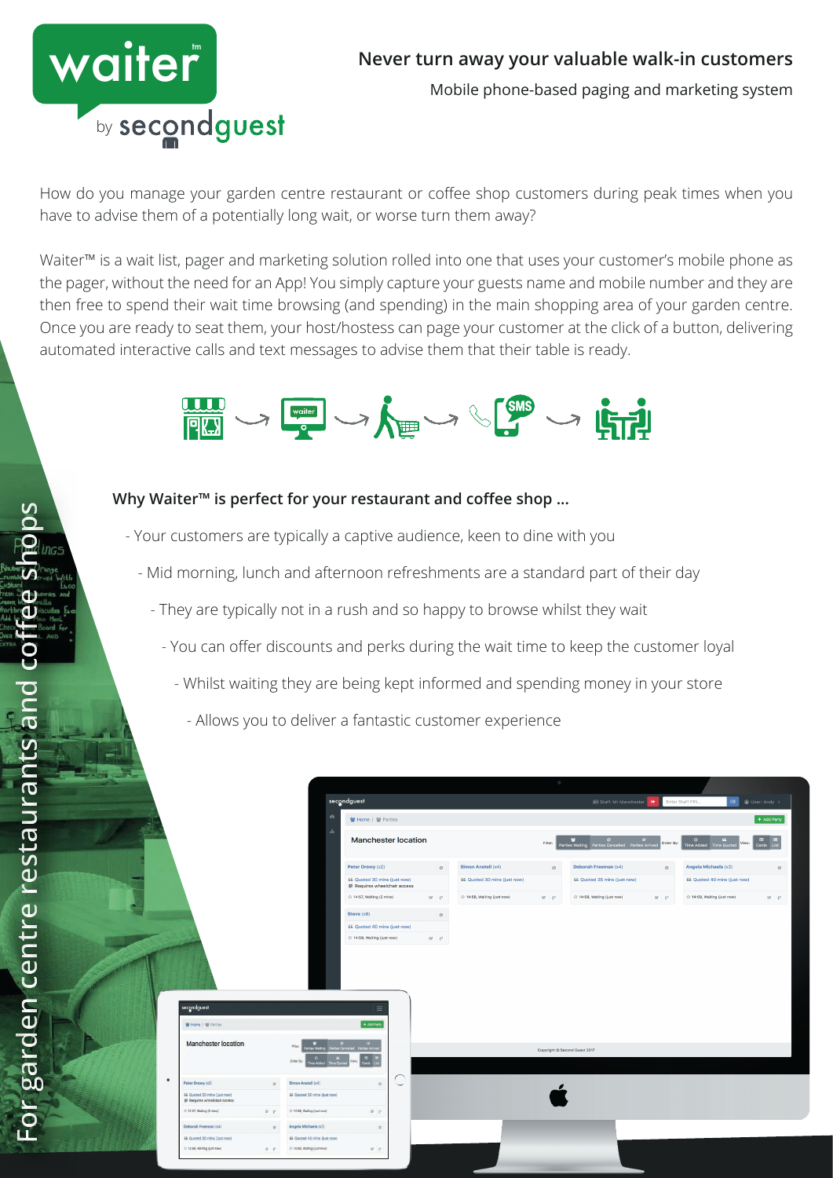# waiter™ by secondguest

## Never turn away your valuable walk-in customers

Mobile phone-based paging and marketing system

How do you manage your garden centre restaurant or coffee shop customers during peak times when you have to advise them of a potentially long wait, or worse turn them away?

Waiter™ is a wait list, pager and marketing solution rolled into one that uses your customer's mobile phone as the pager, without the need for an App! You simply capture your guests name and mobile number and they are then free to spend their wait time browsing (and spending) in the main shopping area of your garden centre. Once you are ready to seat them, your host/hostess can page your customer at the click of a button, delivering automated interactive calls and text messages to advise them that their table is ready.

### Why Waiter™ is perfect for your restaurant and coffee shop ...

- Your customers are typically a captive audience, keen to dine with you
- Mid morning, lunch and afternoon refreshments are a standard part of their day
- They are typically not in a rush and so happy to browse whilst they wait
- You can offer discounts and perks during the wait time to keep the customer loyal
- Whilst waiting they are being kept informed and spending money in your store
- Allows you to deliver a fantastic customer experience

For garden centre restaurants and coffee shops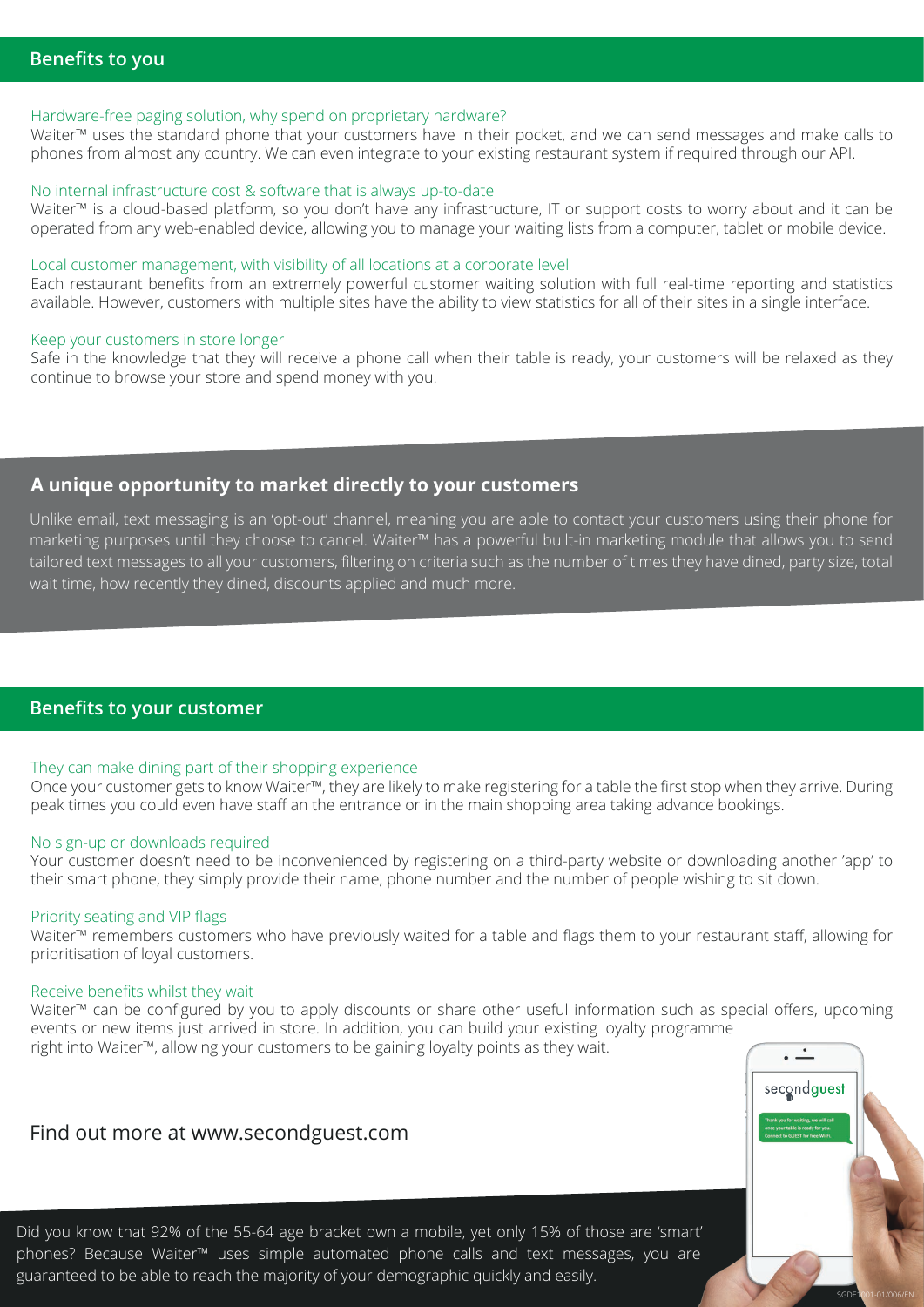## Benefits to you

Hardware-free paging solution, why spend on proprietary hardware?

Waiter™ uses the standard phone that your customers have in their pocket, and we can send messages and make calls to phones from almost any country. We can even integrate to your existing restaurant system if required through our API.

No internal infrastructure cost & software that is always up-to-date

Waiter™ is a cloud-based platform, so you don't have any infrastructure, IT or support costs to worry about and it can be operated from any web-enabled device, allowing you to manage your waiting lists from a computer, tablet or mobile device.

Local customer management, with visibility of all locations at a corporate level

Each restaurant benefits from an extremely powerful customer waiting solution with full real-time reporting and statistics available. However, customers with multiple sites have the ability to view statistics for all of their sites in a single interface.

Keep your customers in store longer

Safe in the knowledge that they will receive a phone call when their table is ready, your customers will be relaxed as they continue to browse your store and spend money with you.

## A unique opportunity to market directly to your customers

Unlike email, text messaging is an 'opt-out' channel, meaning you are able to contact your customers using their phone for marketing purposes until they choose to cancel. Waiter™ has a powerful built-in marketing module that allows you to send tailored text messages to all your customers, filtering on criteria such as the number of times they have dined, party size, total wait time, how recently they dined, discounts applied and much more.

## Benefits to your customer

They can make dining part of their shopping experience

Once your customer gets to know Waiter™, they are likely to make registering for a table the first stop when they arrive. During peak times you could even have staff an the entrance or in the main shopping area taking advance bookings.

No sign-up or downloads required

Your customer doesn't need to be inconvenienced by registering on a third-party website or downloading another 'app' to their smart phone, they simply provide their name, phone number and the number of people wishing to sit down.

Priority seating and VIP flags

Waiter™ remembers customers who have previously waited for a table and flags them to your restaurant staff, allowing for prioritisation of loyal customers.

Receive benefits whilst they wait

Waiter™ can be configured by you to apply discounts or share other useful information such as special offers, upcoming events or new items just arrived in store. In addition, you can build your existing loyalty programme right into Waiter™, allowing your customers to be gaining loyalty points as they wait.

Find out more at www.secondguest.com

Did you know that 92% of the 55-64 age bracket own a mobile, yet only 15% of those are 'smart' phones? Because Waiter™ uses simple automated phone calls and text messages, you are guaranteed to be able to reach the majority of your demographic quickly and easily.